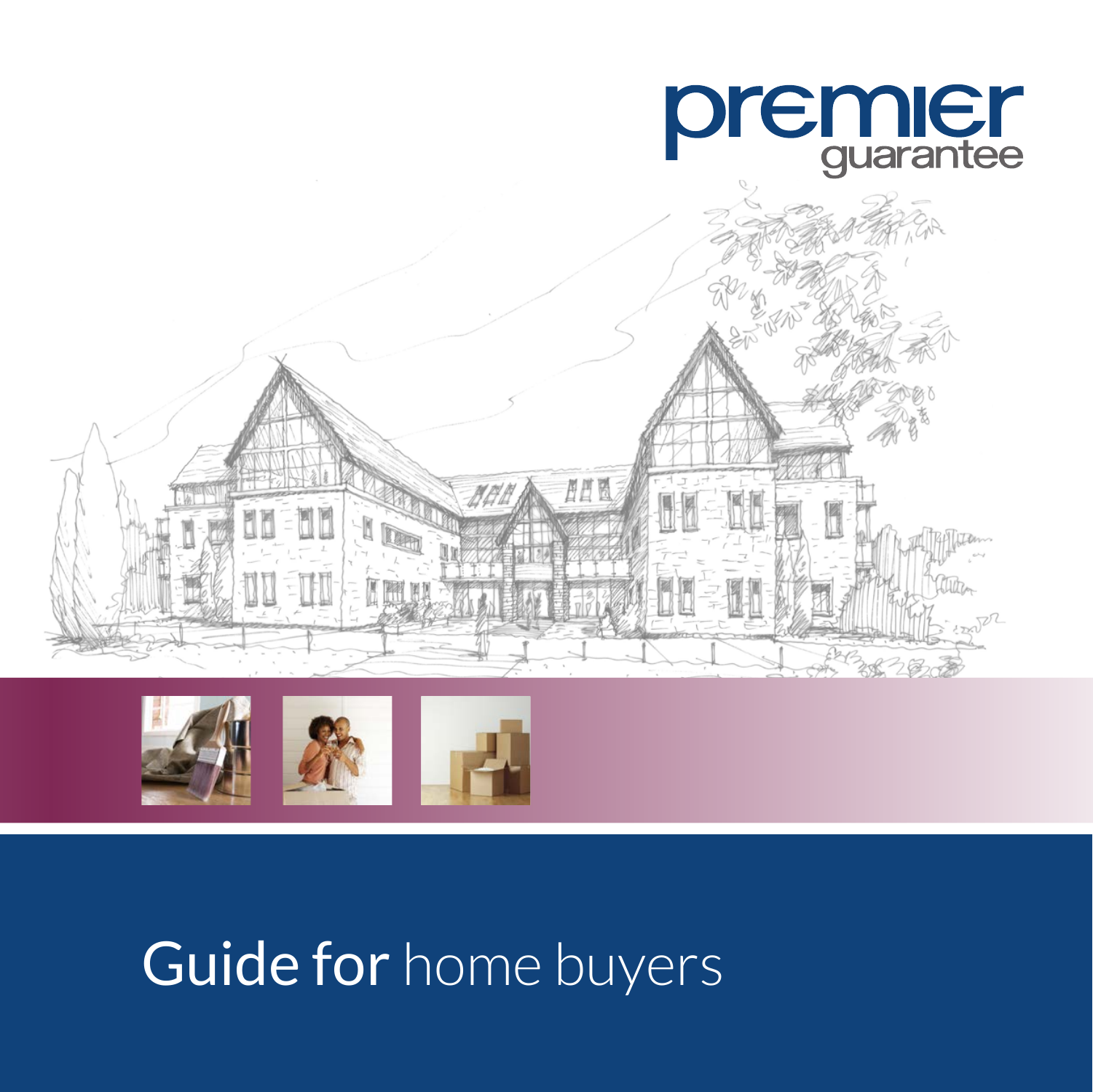premier guarantee

# Guide for home buyers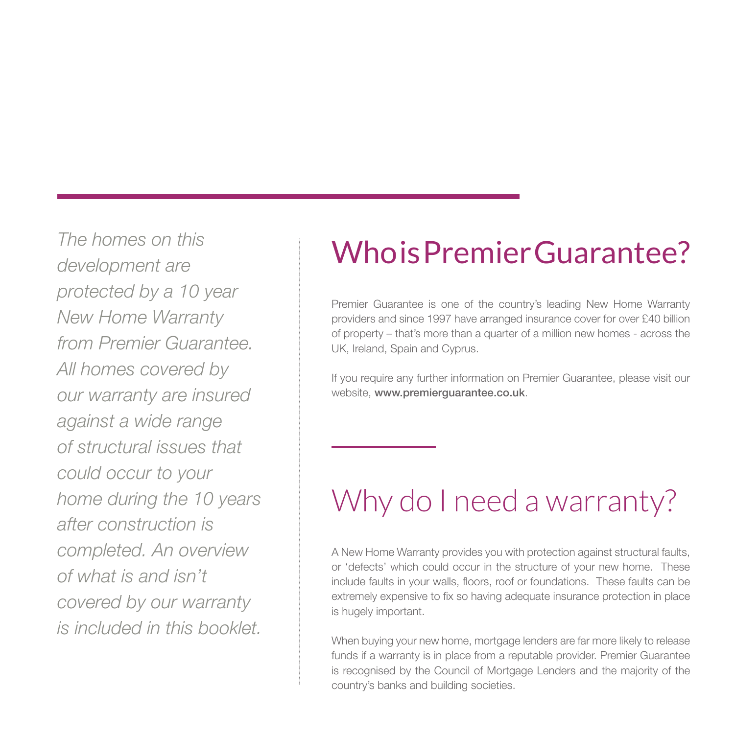*The homes on this development are protected by a 10 year New Home Warranty from Premier Guarantee. All homes covered by our warranty are insured against a wide range of structural issues that could occur to your home during the 10 years after construction is completed. An overview of what is and isn't covered by our warranty is included in this booklet.*

## Who is Premier Guarantee?

Premier Guarantee is one of the country's leading New Home Warranty providers and since 1997 have arranged insurance cover for over £40 billion of property – that's more than a quarter of a million new homes - across the UK, Ireland, Spain and Cyprus.

If you require any further information on Premier Guarantee, please visit our website, **www.premierguarantee.co.uk**.

## Why do I need a warranty?

A New Home Warranty provides you with protection against structural faults, or 'defects' which could occur in the structure of your new home. These include faults in your walls, floors, roof or foundations. These faults can be extremely expensive to fix so having adequate insurance protection in place is hugely important.

When buying your new home, mortgage lenders are far more likely to release funds if a warranty is in place from a reputable provider. Premier Guarantee is recognised by the Council of Mortgage Lenders and the majority of the country's banks and building societies.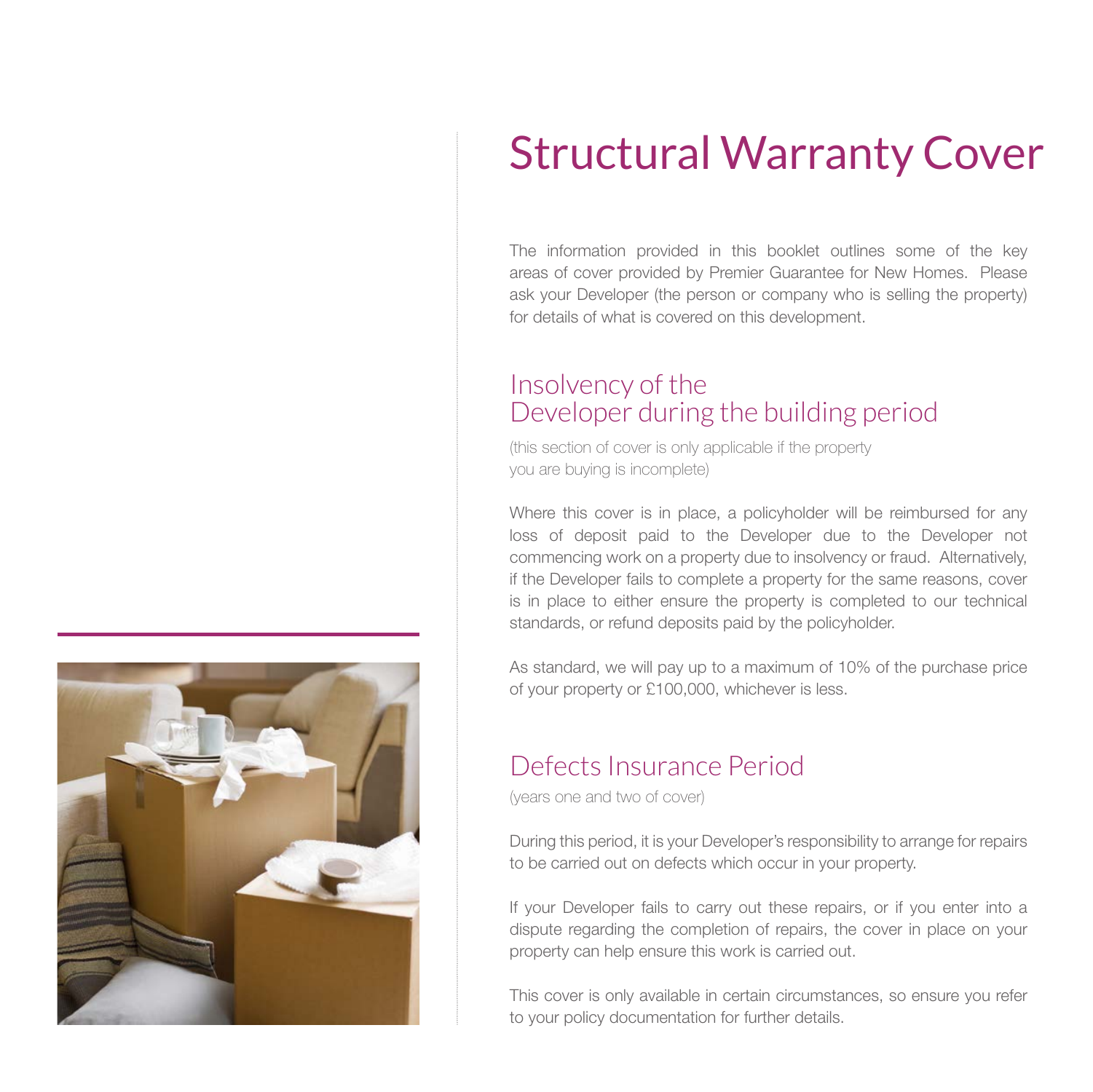# Structural Warranty Cover

The information provided in this booklet outlines some of the key areas of cover provided by Premier Guarantee for New Homes. Please ask your Developer (the person or company who is selling the property) for details of what is covered on this development.

## Insolvency of the Developer during the building period

(this section of cover is only applicable if the property you are buying is incomplete)

Where this cover is in place, a policyholder will be reimbursed for any loss of deposit paid to the Developer due to the Developer not commencing work on a property due to insolvency or fraud. Alternatively, if the Developer fails to complete a property for the same reasons, cover is in place to either ensure the property is completed to our technical standards, or refund deposits paid by the policyholder.

As standard, we will pay up to a maximum of 10% of the purchase price of your property or £100,000, whichever is less.

## Defects Insurance Period

(years one and two of cover)

During this period, it is your Developer's responsibility to arrange for repairs to be carried out on defects which occur in your property.

If your Developer fails to carry out these repairs, or if you enter into a dispute regarding the completion of repairs, the cover in place on your property can help ensure this work is carried out.

This cover is only available in certain circumstances, so ensure you refer to your policy documentation for further details.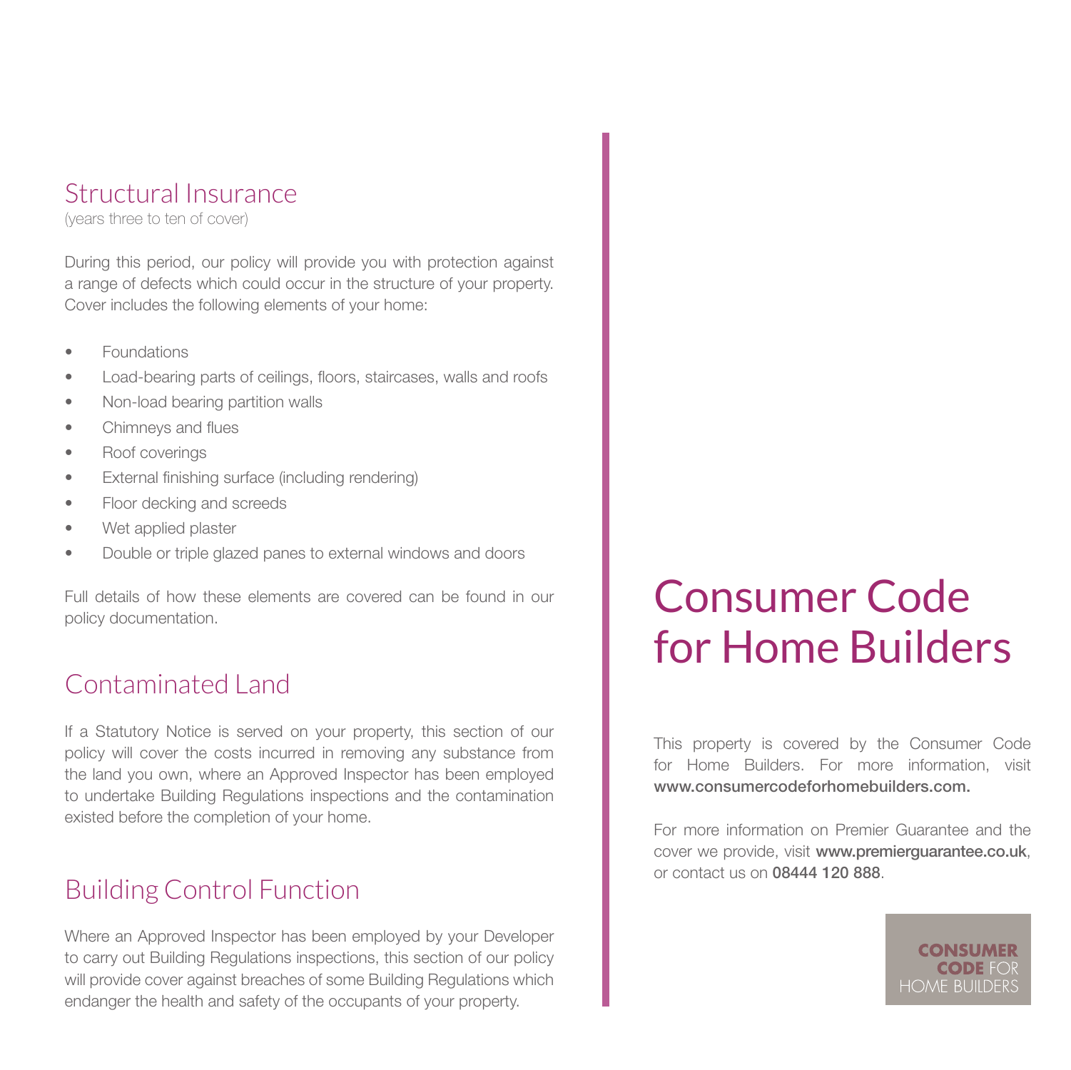## Structural Insurance

(years three to ten of cover)

During this period, our policy will provide you with protection against a range of defects which could occur in the structure of your property. Cover includes the following elements of your home:

- Foundations
- Load-bearing parts of ceilings, floors, staircases, walls and roofs
- Non-load bearing partition walls
- Chimneys and flues
- Roof coverings
- External finishing surface (including rendering)
- Floor decking and screeds
- Wet applied plaster
- Double or triple glazed panes to external windows and doors

Full details of how these elements are covered can be found in our policy documentation.

## Contaminated Land

If a Statutory Notice is served on your property, this section of our policy will cover the costs incurred in removing any substance from the land you own, where an Approved Inspector has been employed to undertake Building Regulations inspections and the contamination existed before the completion of your home.

## Building Control Function

Where an Approved Inspector has been employed by your Developer to carry out Building Regulations inspections, this section of our policy will provide cover against breaches of some Building Regulations which endanger the health and safety of the occupants of your property.

# Consumer Code for Home Builders

This property is covered by the Consumer Code for Home Builders. For more information, visit **www.consumercodeforhomebuilders.com.**

For more information on Premier Guarantee and the cover we provide, visit **www.premierguarantee.co.uk**, or contact us on **08444 120 888**.

**CONSUMER CODE** FOR HOME BUILDERS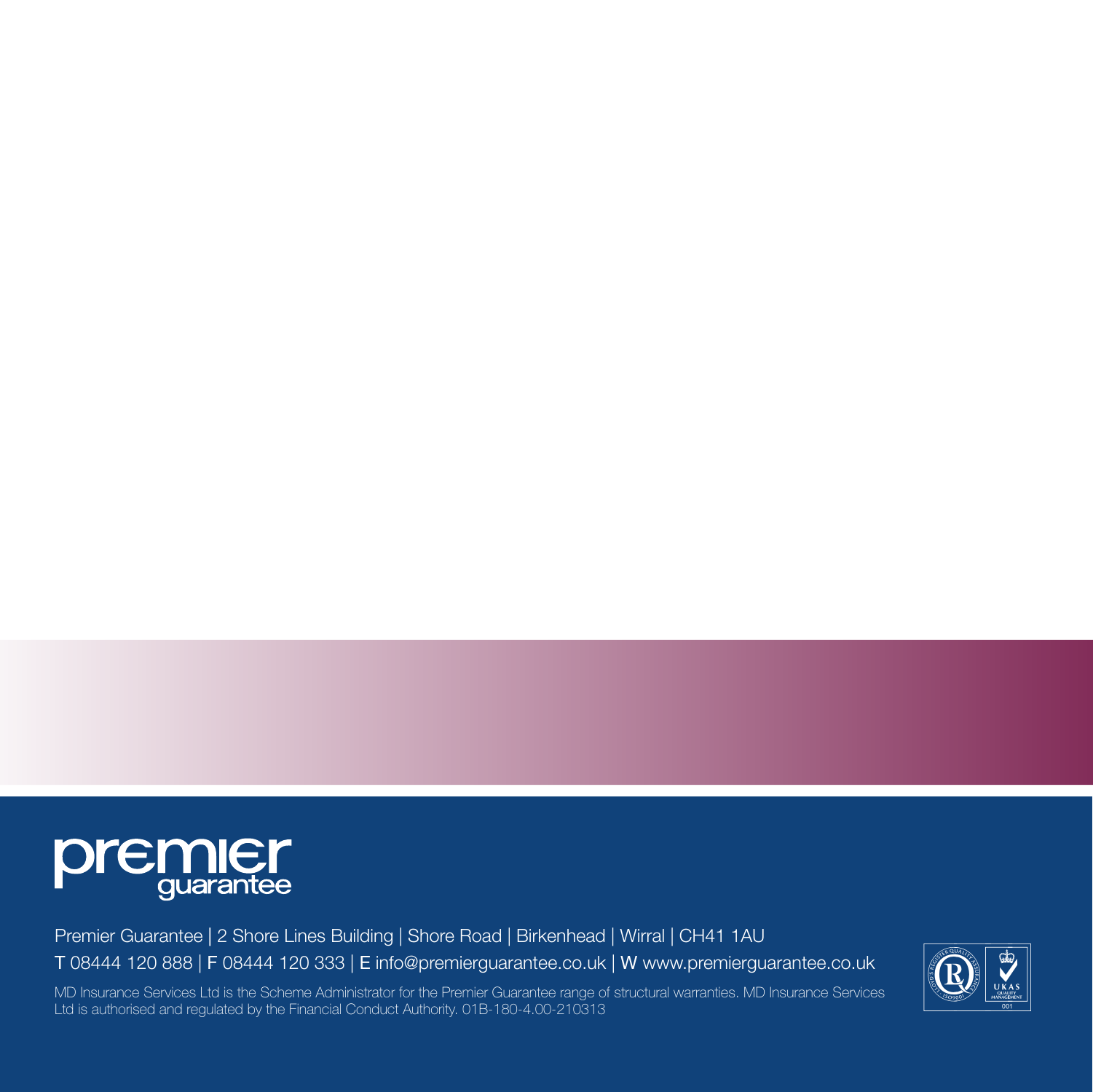premier guarantee

Premier Guarantee | 2 Shore Lines Building | Shore Road | Birkenhead | Wirral | CH41 1AU

T 08444 120 888 | F 08444 120 333 | E info@premierguarantee.co.uk | W www.premierguarantee.co.uk

MD Insurance Services Ltd is the Scheme Administrator for the Premier Guarantee range of structural warranties. MD Insurance Services Ltd is authorised and regulated by the Financial Conduct Authority. 01B-180-4.00-210313